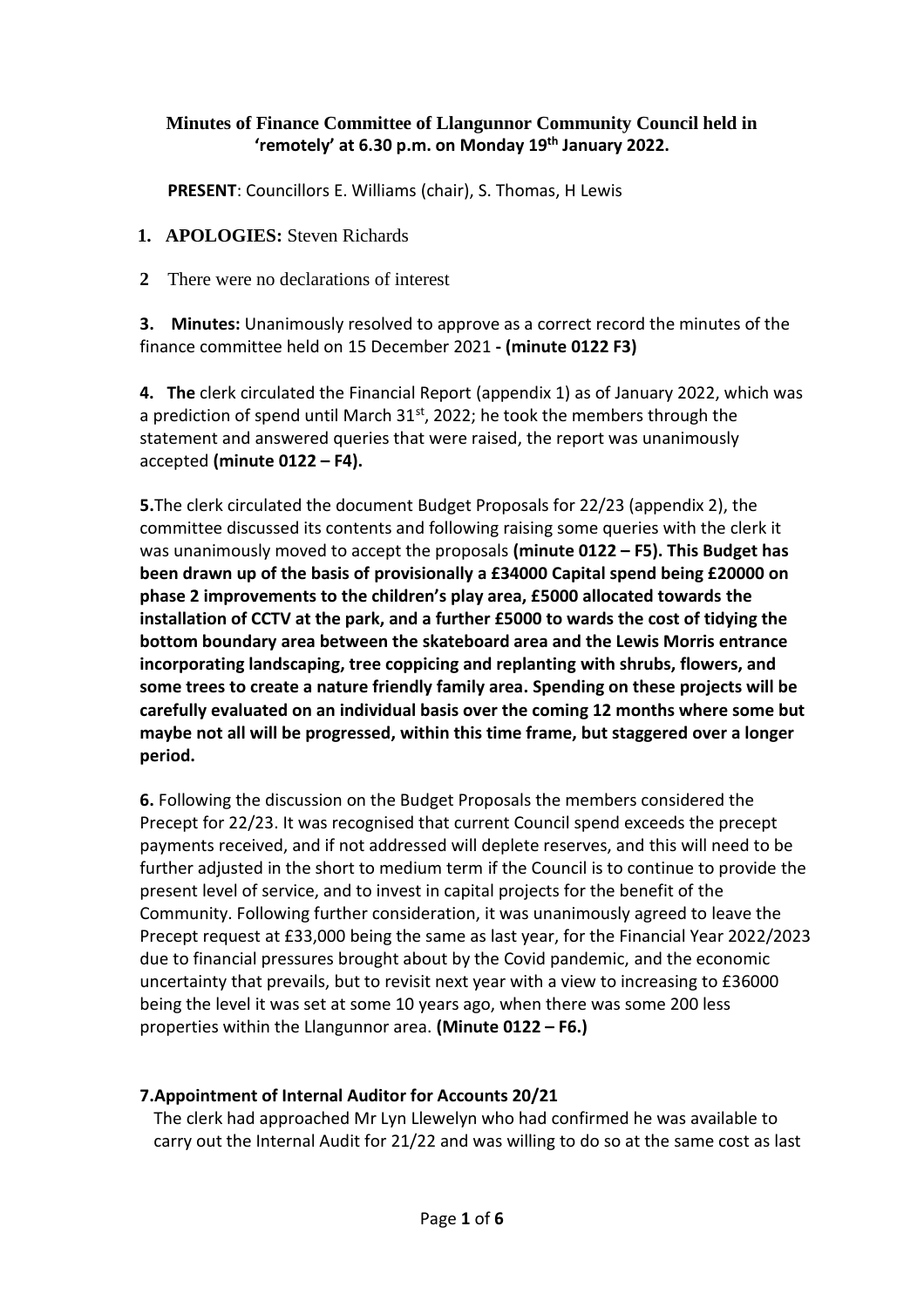**Minutes of Finance Committee of Llangunnor Community Council held in 'remotely' at 6.30 p.m. on Monday 19th January 2022.**

**PRESENT**: Councillors E. Williams (chair), S. Thomas, H Lewis

1. **APOLOGIES:** Steven Richards

2. There were no declarations of interest

**3. Minutes:** Unanimously resolved to approve as a correct record the minutes of the finance committee held on 15 December 2021 **- (minute 0122 F3)**

**4. The** clerk circulated the Financial Report (appendix 1) as of January 2022, which was a prediction of spend until March 31st, 2022; he took the members through the statement and answered queries that were raised, the report was unanimously accepted **(minute 0122 – F4).**

**5.**The clerk circulated the document Budget Proposals for 22/23 (appendix 2), the committee discussed its contents and following raising some queries with the clerk it was unanimously moved to accept the proposals **(minute 0122 – F5). This Budget has been drawn up of the basis of provisionally a £34000 Capital spend being £20000 on phase 2 improvements to the children's play area, £5000 allocated towards the installation of CCTV at the park, and a further £5000 to wards the cost of tidying the bottom boundary area between the skateboard area and the Lewis Morris entrance incorporating landscaping, tree coppicing and replanting with shrubs, flowers, and some trees to create a nature friendly family area. Spending on these projects will be carefully evaluated on an individual basis over the coming 12 months where some but maybe not all will be progressed, within this time frame, but staggered over a longer period.**

**6.** Following the discussion on the Budget Proposals the members considered the Precept for 22/23. It was recognised that current Council spend exceeds the precept payments received, and if not addressed will deplete reserves, and this will need to be further adjusted in the short to medium term if the Council is to continue to provide the present level of service, and to invest in capital projects for the benefit of the Community. Following further consideration, it was unanimously agreed to leave the Precept request at £33,000 being the same as last year, for the Financial Year 2022/2023 due to financial pressures brought about by the Covid pandemic, and the economic uncertainty that prevails, but to revisit next year with a view to increasing to £36000 being the level it was set at some 10 years ago, when there was some 200 less properties within the Llangunnor area. **(Minute 0122 – F6.)**

**7.Appointment of Internal Auditor for Accounts 20/21**

The clerk had approached Mr Lyn Llewelyn who had confirmed he was available to carry out the Internal Audit for 21/22 and was willing to do so at the same cost as last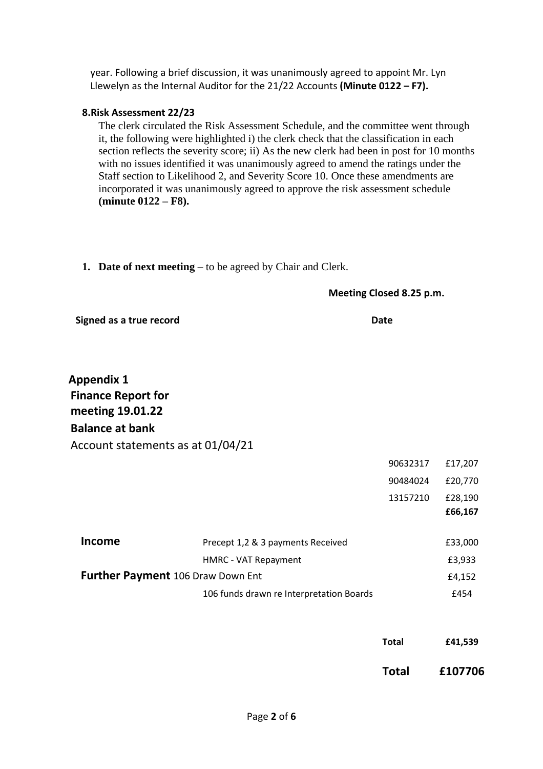year. Following a brief discussion, it was unanimously agreed to appoint Mr. Lyn Llewelyn as the Internal Auditor for the 21/22 Accounts **(Minute 0122 – F7).**

**8.Risk Assessment 22/23**

The clerk circulated the Risk Assessment Schedule, and the committee went through it, the following were highlighted i) the clerk check that the classification in each section reflects the severity score; ii) As the new clerk had been in post for 10 months with no issues identified it was unanimously agreed to amend the ratings under the Staff section to Likelihood 2, and Severity Score 10. Once these amendments are incorporated it was unanimously agreed to approve the risk assessment schedule **(minute 0122 – F8).**

1. **Date of next meeting** – to be agreed by Chair and Clerk.

**Meeting Closed 8.25 p.m.**

**Signed as a true record** **Date**

## Appendix 1

## Finance Report for meeting 19.01.22

### Balance at bank

Account statements as at 01/04/21

| | | | |
|---|---|---|---|
| | | 90632317 | £17,207 |
| | | 90484024 | £20,770 |
| | | 13157210 | £28,190 |
| | | | **£66,167** |
| **Income** | Precept 1,2 & 3 payments Received | | £33,000 |
| | HMRC - VAT Repayment | | £3,933 |
| **Further Payment** 106 Draw Down Ent | | | £4,152 |
| | 106 funds drawn re Interpretation Boards | | £454 |
| | | **Total** | **£41,539** |
| | | **Total** | **£107706** |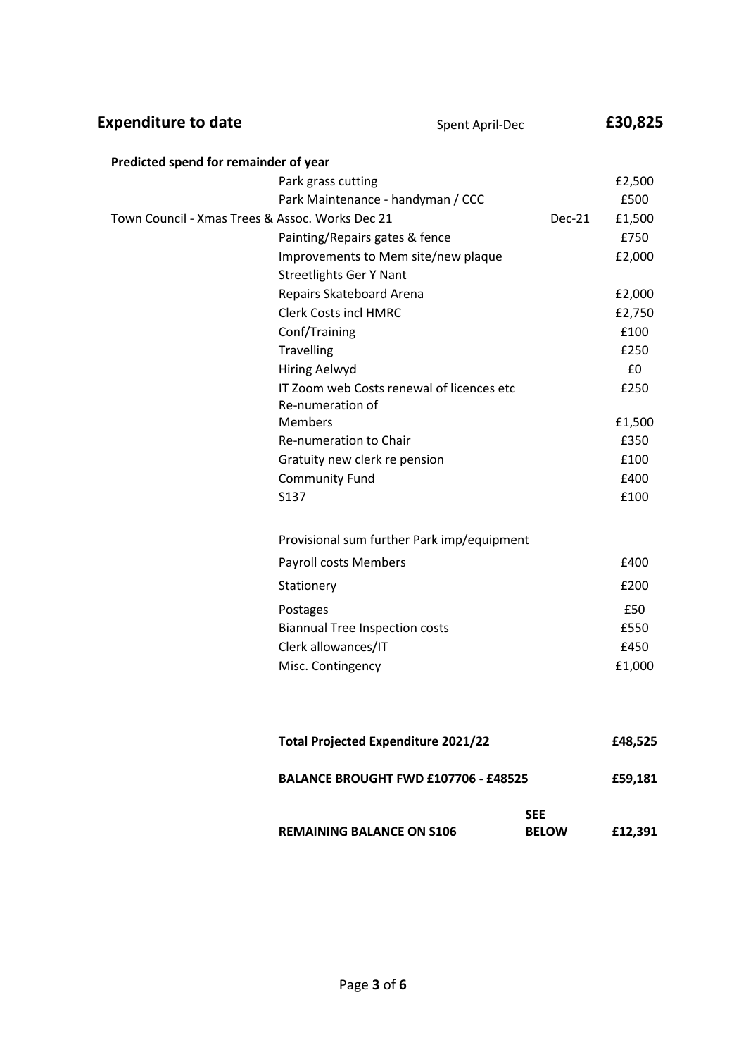## Expenditure to date

| | | Spent April-Dec | | £30,825 |
|---|---|---|---|---|

**Predicted spend for remainder of year**

| | | | |
|---|---|---|---|
| | Park grass cutting | | £2,500 |
| | Park Maintenance - handyman / CCC | | £500 |
| Town Council - Xmas Trees & Assoc. Works Dec 21 | | Dec-21 | £1,500 |
| | Painting/Repairs gates & fence | | £750 |
| | Improvements to Mem site/new plaque | | £2,000 |
| | Streetlights Ger Y Nant | | |
| | Repairs Skateboard Arena | | £2,000 |
| | Clerk Costs incl HMRC | | £2,750 |
| | Conf/Training | | £100 |
| | Travelling | | £250 |
| | Hiring Aelwyd | | £0 |
| | IT Zoom web Costs renewal of licences etc | | £250 |
| | Re-numeration of Members | | £1,500 |
| | Re-numeration to Chair | | £350 |
| | Gratuity new clerk re pension | | £100 |
| | Community Fund | | £400 |
| | S137 | | £100 |
| | Provisional sum further Park imp/equipment | | |
| | Payroll costs Members | | £400 |
| | Stationery | | £200 |
| | Postages | | £50 |
| | Biannual Tree Inspection costs | | £550 |
| | Clerk allowances/IT | | £450 |
| | Misc. Contingency | | £1,000 |

| | | |
|---|---|---|
| **Total Projected Expenditure 2021/22** | | **£48,525** |
| **BALANCE BROUGHT FWD £107706 - £48525** | | **£59,181** |
| **REMAINING BALANCE ON S106** | **SEE BELOW** | **£12,391** |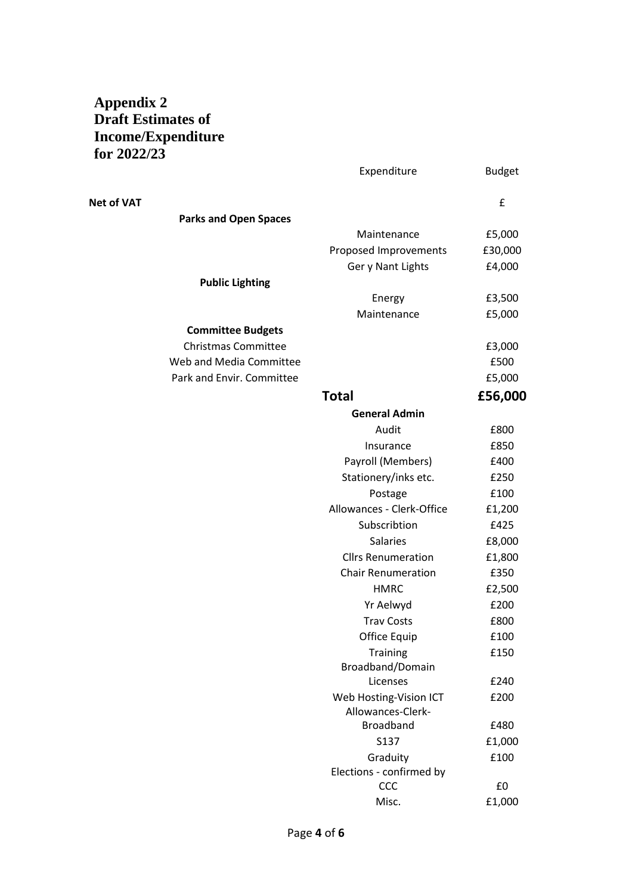# Appendix 2
# Draft Estimates of Income/Expenditure for 2022/23

| | | Expenditure | Budget |
|---|---|---|---|
| **Net of VAT** | | | £ |
| | **Parks and Open Spaces** | | |
| | | Maintenance | £5,000 |
| | | Proposed Improvements | £30,000 |
| | | Ger y Nant Lights | £4,000 |
| | **Public Lighting** | | |
| | | Energy | £3,500 |
| | | Maintenance | £5,000 |
| | **Committee Budgets** | | |
| | Christmas Committee | | £3,000 |
| | Web and Media Committee | | £500 |
| | Park and Envir. Committee | | £5,000 |
| | | **Total** | **£56,000** |
| | | **General Admin** | |
| | | Audit | £800 |
| | | Insurance | £850 |
| | | Payroll (Members) | £400 |
| | | Stationery/inks etc. | £250 |
| | | Postage | £100 |
| | | Allowances - Clerk-Office | £1,200 |
| | | Subscribtion | £425 |
| | | Salaries | £8,000 |
| | | Cllrs Renumeration | £1,800 |
| | | Chair Renumeration | £350 |
| | | HMRC | £2,500 |
| | | Yr Aelwyd | £200 |
| | | Trav Costs | £800 |
| | | Office Equip | £100 |
| | | Training | £150 |
| | | Broadband/Domain Licenses | £240 |
| | | Web Hosting-Vision ICT | £200 |
| | | Allowances-Clerk-Broadband | £480 |
| | | S137 | £1,000 |
| | | Graduity | £100 |
| | | Elections - confirmed by CCC | £0 |
| | | Misc. | £1,000 |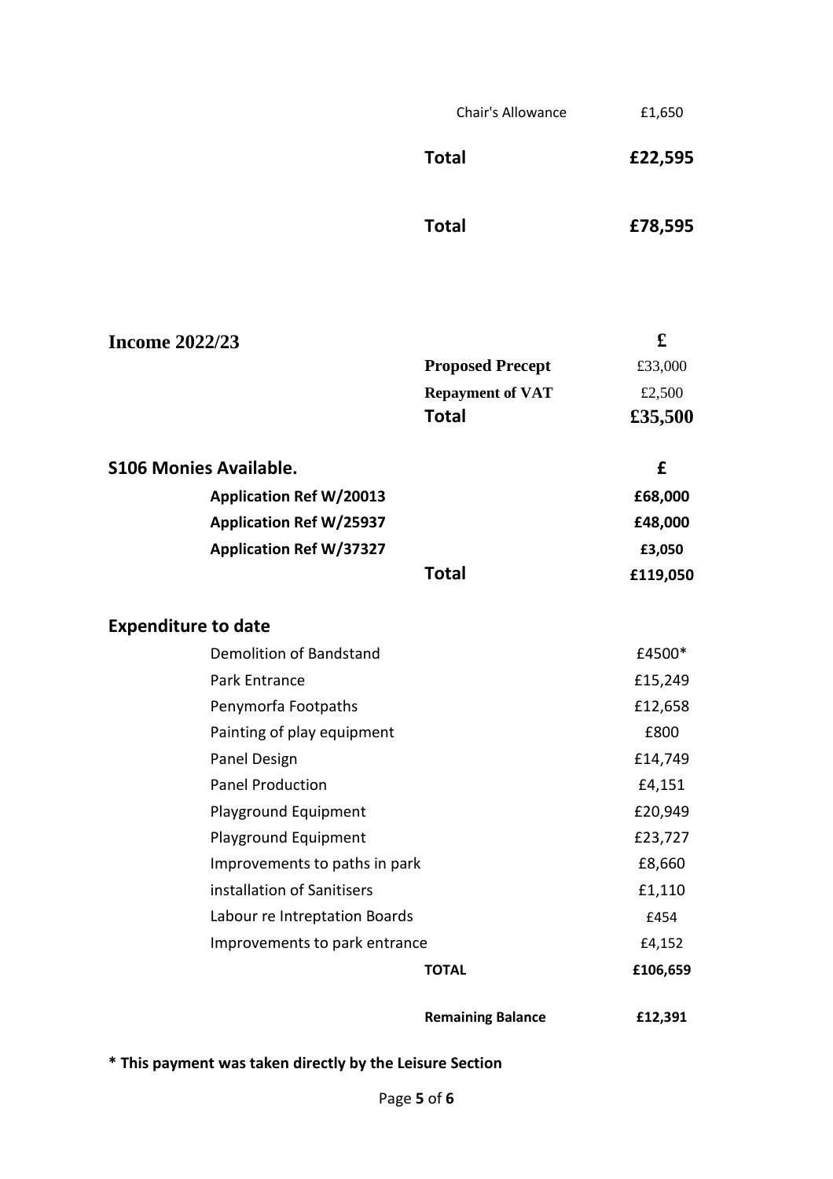| | |
|---|---|
| Chair's Allowance | £1,650 |
| **Total** | **£22,595** |
| **Total** | **£78,595** |

## Income 2022/23

| | £ |
|---|---|
| **Proposed Precept** | £33,000 |
| **Repayment of VAT** | £2,500 |
| **Total** | **£35,500** |

## S106 Monies Available.

| | £ |
|---|---|
| **Application Ref W/20013** | **£68,000** |
| **Application Ref W/25937** | **£48,000** |
| **Application Ref W/37327** | **£3,050** |
| **Total** | **£119,050** |

## Expenditure to date

| | |
|---|---|
| Demolition of Bandstand | £4500* |
| Park Entrance | £15,249 |
| Penymorfa Footpaths | £12,658 |
| Painting of play equipment | £800 |
| Panel Design | £14,749 |
| Panel Production | £4,151 |
| Playground Equipment | £20,949 |
| Playground Equipment | £23,727 |
| Improvements to paths in park | £8,660 |
| installation of Sanitisers | £1,110 |
| Labour re Intreptation Boards | £454 |
| Improvements to park entrance | £4,152 |
| **TOTAL** | **£106,659** |
| **Remaining Balance** | **£12,391** |

**\* This payment was taken directly by the Leisure Section**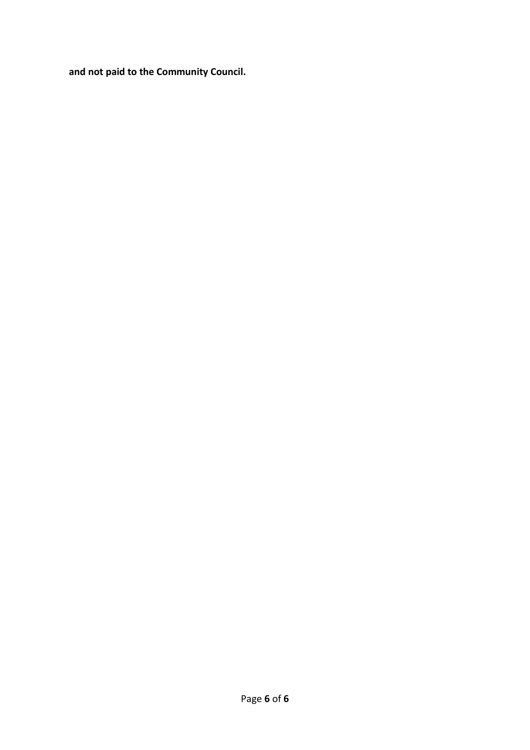**and not paid to the Community Council.**